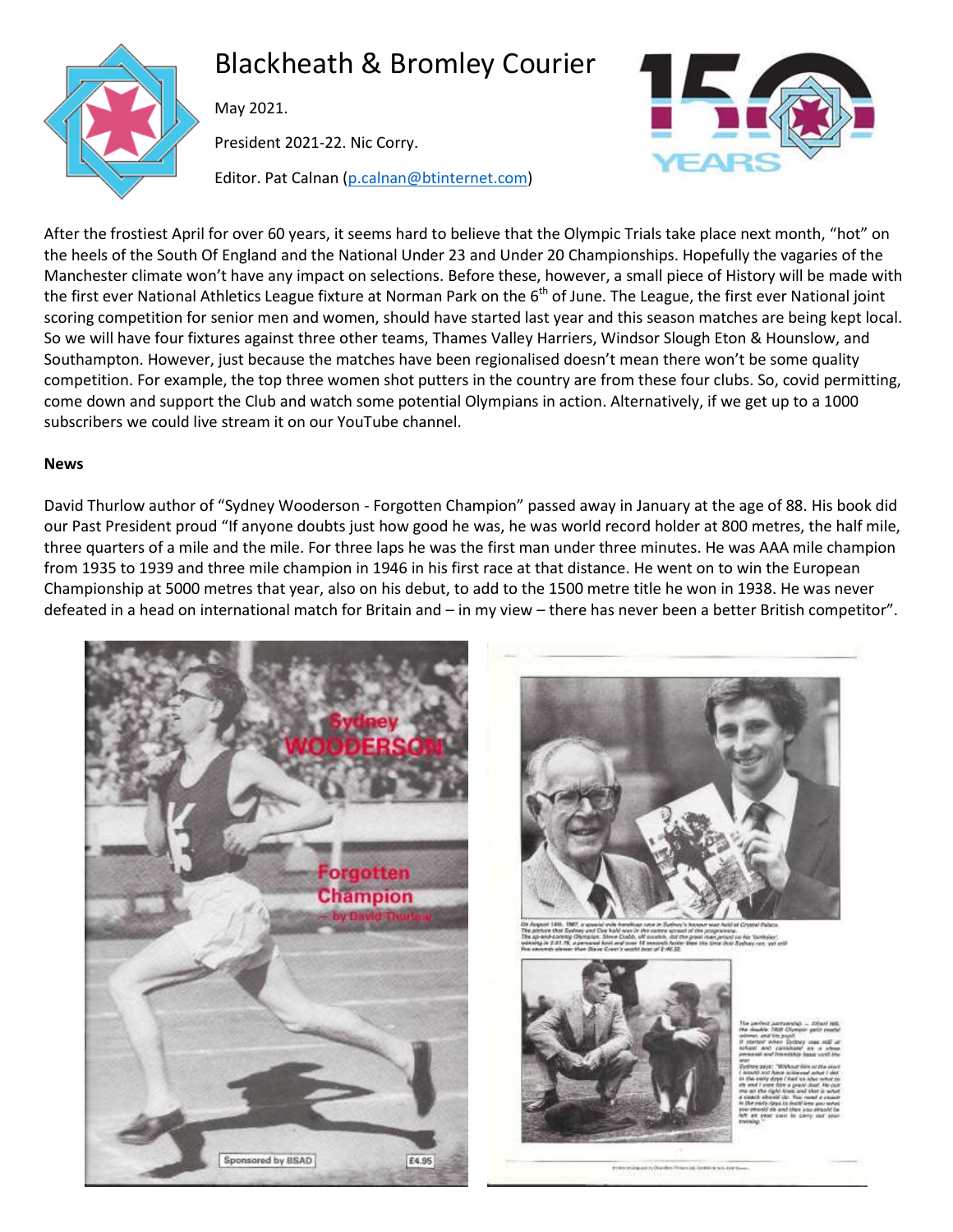# Blackheath & Bromley Courier

May 2021.

President 2021-22. Nic Corry.

Editor. Pat Calnan (p.calnan@btinternet.com)

After the frostiest April for over 60 years, it seems hard to believe that the Olympic Trials take place next month, "hot" on the heels of the South Of England and the National Under 23 and Under 20 Championships. Hopefully the vagaries of the Manchester climate won't have any impact on selections. Before these, however, a small piece of History will be made with the first ever National Athletics League fixture at Norman Park on the 6th of June. The League, the first ever National joint scoring competition for senior men and women, should have started last year and this season matches are being kept local. So we will have four fixtures against three other teams, Thames Valley Harriers, Windsor Slough Eton & Hounslow, and Southampton. However, just because the matches have been regionalised doesn't mean there won't be some quality competition. For example, the top three women shot putters in the country are from these four clubs. So, covid permitting, come down and support the Club and watch some potential Olympians in action. Alternatively, if we get up to a 1000 subscribers we could live stream it on our YouTube channel.

**News**

David Thurlow author of "Sydney Wooderson - Forgotten Champion" passed away in January at the age of 88. His book did our Past President proud "If anyone doubts just how good he was, he was world record holder at 800 metres, the half mile, three quarters of a mile and the mile. For three laps he was the first man under three minutes. He was AAA mile champion from 1935 to 1939 and three mile champion in 1946 in his first race at that distance. He went on to win the European Championship at 5000 metres that year, also on his debut, to add to the 1500 metre title he won in 1938. He was never defeated in a head on international match for Britain and – in my view – there has never been a better British competitor".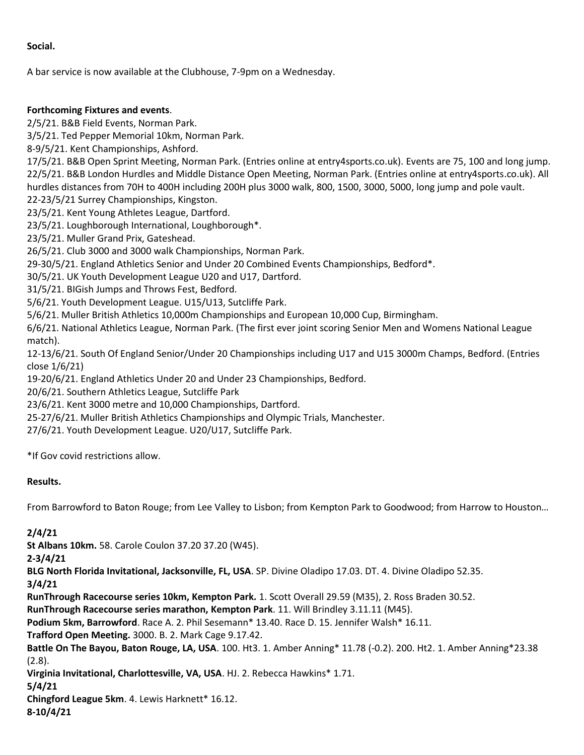**Social.**

A bar service is now available at the Clubhouse, 7-9pm on a Wednesday.

**Forthcoming Fixtures and events**.

2/5/21. B&B Field Events, Norman Park.
3/5/21. Ted Pepper Memorial 10km, Norman Park.
8-9/5/21. Kent Championships, Ashford.
17/5/21. B&B Open Sprint Meeting, Norman Park. (Entries online at entry4sports.co.uk). Events are 75, 100 and long jump.
22/5/21. B&B London Hurdles and Middle Distance Open Meeting, Norman Park. (Entries online at entry4sports.co.uk). All hurdles distances from 70H to 400H including 200H plus 3000 walk, 800, 1500, 3000, 5000, long jump and pole vault.
22-23/5/21 Surrey Championships, Kingston.
23/5/21. Kent Young Athletes League, Dartford.
23/5/21. Loughborough International, Loughborough*.
23/5/21. Muller Grand Prix, Gateshead.
26/5/21. Club 3000 and 3000 walk Championships, Norman Park.
29-30/5/21. England Athletics Senior and Under 20 Combined Events Championships, Bedford*.
30/5/21. UK Youth Development League U20 and U17, Dartford.
31/5/21. BIGish Jumps and Throws Fest, Bedford.
5/6/21. Youth Development League. U15/U13, Sutcliffe Park.
5/6/21. Muller British Athletics 10,000m Championships and European 10,000 Cup, Birmingham.
6/6/21. National Athletics League, Norman Park. (The first ever joint scoring Senior Men and Womens National League match).
12-13/6/21. South Of England Senior/Under 20 Championships including U17 and U15 3000m Champs, Bedford. (Entries close 1/6/21)
19-20/6/21. England Athletics Under 20 and Under 23 Championships, Bedford.
20/6/21. Southern Athletics League, Sutcliffe Park
23/6/21. Kent 3000 metre and 10,000 Championships, Dartford.
25-27/6/21. Muller British Athletics Championships and Olympic Trials, Manchester.
27/6/21. Youth Development League. U20/U17, Sutcliffe Park.

*If Gov covid restrictions allow.

**Results.**

From Barrowford to Baton Rouge; from Lee Valley to Lisbon; from Kempton Park to Goodwood; from Harrow to Houston…

**2/4/21**
**St Albans 10km.** 58. Carole Coulon 37.20 37.20 (W45).
**2-3/4/21**
**BLG North Florida Invitational, Jacksonville, FL, USA**. SP. Divine Oladipo 17.03. DT. 4. Divine Oladipo 52.35.
**3/4/21**
**RunThrough Racecourse series 10km, Kempton Park.** 1. Scott Overall 29.59 (M35), 2. Ross Braden 30.52.
**RunThrough Racecourse series marathon, Kempton Park**. 11. Will Brindley 3.11.11 (M45).
**Podium 5km, Barrowford**. Race A. 2. Phil Sesemann* 13.40. Race D. 15. Jennifer Walsh* 16.11.
**Trafford Open Meeting.** 3000. B. 2. Mark Cage 9.17.42.
**Battle On The Bayou, Baton Rouge, LA, USA**. 100. Ht3. 1. Amber Anning* 11.78 (-0.2). 200. Ht2. 1. Amber Anning*23.38 (2.8).
**Virginia Invitational, Charlottesville, VA, USA**. HJ. 2. Rebecca Hawkins* 1.71.
**5/4/21**
**Chingford League 5km**. 4. Lewis Harknett* 16.12.
**8-10/4/21**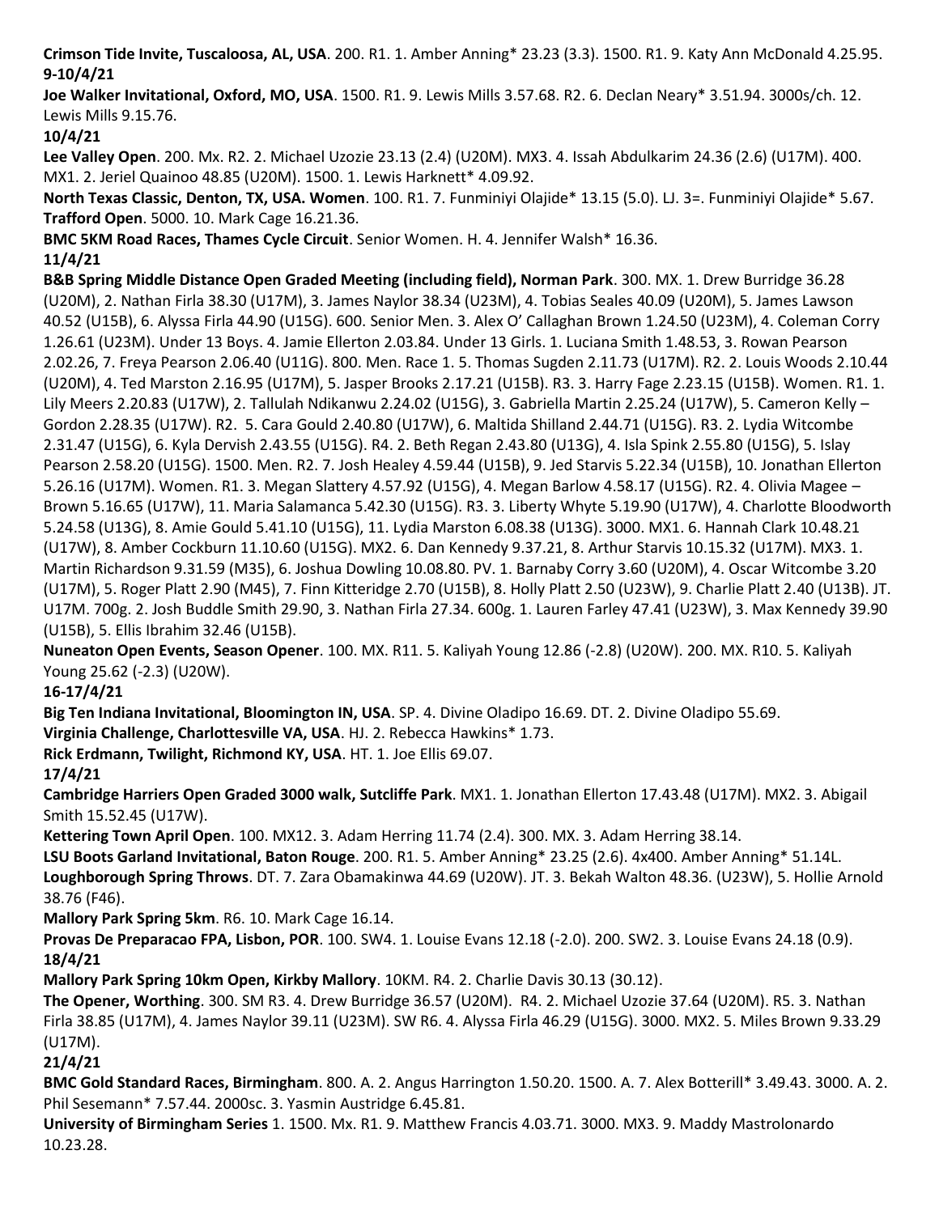**Crimson Tide Invite, Tuscaloosa, AL, USA**. 200. R1. 1. Amber Anning* 23.23 (3.3). 1500. R1. 9. Katy Ann McDonald 4.25.95.

**9-10/4/21**

**Joe Walker Invitational, Oxford, MO, USA**. 1500. R1. 9. Lewis Mills 3.57.68. R2. 6. Declan Neary* 3.51.94. 3000s/ch. 12. Lewis Mills 9.15.76.

**10/4/21**

**Lee Valley Open**. 200. Mx. R2. 2. Michael Uzozie 23.13 (2.4) (U20M). MX3. 4. Issah Abdulkarim 24.36 (2.6) (U17M). 400. MX1. 2. Jeriel Quainoo 48.85 (U20M). 1500. 1. Lewis Harknett* 4.09.92.

**North Texas Classic, Denton, TX, USA. Women**. 100. R1. 7. Funminiyi Olajide* 13.15 (5.0). LJ. 3=. Funminiyi Olajide* 5.67.

**Trafford Open**. 5000. 10. Mark Cage 16.21.36.

**BMC 5KM Road Races, Thames Cycle Circuit**. Senior Women. H. 4. Jennifer Walsh* 16.36.

**11/4/21**

**B&B Spring Middle Distance Open Graded Meeting (including field), Norman Park**. 300. MX. 1. Drew Burridge 36.28 (U20M), 2. Nathan Firla 38.30 (U17M), 3. James Naylor 38.34 (U23M), 4. Tobias Seales 40.09 (U20M), 5. James Lawson 40.52 (U15B), 6. Alyssa Firla 44.90 (U15G). 600. Senior Men. 3. Alex O' Callaghan Brown 1.24.50 (U23M), 4. Coleman Corry 1.26.61 (U23M). Under 13 Boys. 4. Jamie Ellerton 2.03.84. Under 13 Girls. 1. Luciana Smith 1.48.53, 3. Rowan Pearson 2.02.26, 7. Freya Pearson 2.06.40 (U11G). 800. Men. Race 1. 5. Thomas Sugden 2.11.73 (U17M). R2. 2. Louis Woods 2.10.44 (U20M), 4. Ted Marston 2.16.95 (U17M), 5. Jasper Brooks 2.17.21 (U15B). R3. 3. Harry Fage 2.23.15 (U15B). Women. R1. 1. Lily Meers 2.20.83 (U17W), 2. Tallulah Ndikanwu 2.24.02 (U15G), 3. Gabriella Martin 2.25.24 (U17W), 5. Cameron Kelly – Gordon 2.28.35 (U17W). R2. 5. Cara Gould 2.40.80 (U17W), 6. Maltida Shilland 2.44.71 (U15G). R3. 2. Lydia Witcombe 2.31.47 (U15G), 6. Kyla Dervish 2.43.55 (U15G). R4. 2. Beth Regan 2.43.80 (U13G), 4. Isla Spink 2.55.80 (U15G), 5. Islay Pearson 2.58.20 (U15G). 1500. Men. R2. 7. Josh Healey 4.59.44 (U15B), 9. Jed Starvis 5.22.34 (U15B), 10. Jonathan Ellerton 5.26.16 (U17M). Women. R1. 3. Megan Slattery 4.57.92 (U15G), 4. Megan Barlow 4.58.17 (U15G). R2. 4. Olivia Magee – Brown 5.16.65 (U17W), 11. Maria Salamanca 5.42.30 (U15G). R3. 3. Liberty Whyte 5.19.90 (U17W), 4. Charlotte Bloodworth 5.24.58 (U13G), 8. Amie Gould 5.41.10 (U15G), 11. Lydia Marston 6.08.38 (U13G). 3000. MX1. 6. Hannah Clark 10.48.21 (U17W), 8. Amber Cockburn 11.10.60 (U15G). MX2. 6. Dan Kennedy 9.37.21, 8. Arthur Starvis 10.15.32 (U17M). MX3. 1. Martin Richardson 9.31.59 (M35), 6. Joshua Dowling 10.08.80. PV. 1. Barnaby Corry 3.60 (U20M), 4. Oscar Witcombe 3.20 (U17M), 5. Roger Platt 2.90 (M45), 7. Finn Kitteridge 2.70 (U15B), 8. Holly Platt 2.50 (U23W), 9. Charlie Platt 2.40 (U13B). JT. U17M. 700g. 2. Josh Buddle Smith 29.90, 3. Nathan Firla 27.34. 600g. 1. Lauren Farley 47.41 (U23W), 3. Max Kennedy 39.90 (U15B), 5. Ellis Ibrahim 32.46 (U15B).

**Nuneaton Open Events, Season Opener**. 100. MX. R11. 5. Kaliyah Young 12.86 (-2.8) (U20W). 200. MX. R10. 5. Kaliyah Young 25.62 (-2.3) (U20W).

**16-17/4/21**

**Big Ten Indiana Invitational, Bloomington IN, USA**. SP. 4. Divine Oladipo 16.69. DT. 2. Divine Oladipo 55.69.

**Virginia Challenge, Charlottesville VA, USA**. HJ. 2. Rebecca Hawkins* 1.73.

**Rick Erdmann, Twilight, Richmond KY, USA**. HT. 1. Joe Ellis 69.07.

**17/4/21**

**Cambridge Harriers Open Graded 3000 walk, Sutcliffe Park**. MX1. 1. Jonathan Ellerton 17.43.48 (U17M). MX2. 3. Abigail Smith 15.52.45 (U17W).

**Kettering Town April Open**. 100. MX12. 3. Adam Herring 11.74 (2.4). 300. MX. 3. Adam Herring 38.14.

**LSU Boots Garland Invitational, Baton Rouge**. 200. R1. 5. Amber Anning* 23.25 (2.6). 4x400. Amber Anning* 51.14L.

**Loughborough Spring Throws**. DT. 7. Zara Obamakinwa 44.69 (U20W). JT. 3. Bekah Walton 48.36. (U23W), 5. Hollie Arnold 38.76 (F46).

**Mallory Park Spring 5km**. R6. 10. Mark Cage 16.14.

**Provas De Preparacao FPA, Lisbon, POR**. 100. SW4. 1. Louise Evans 12.18 (-2.0). 200. SW2. 3. Louise Evans 24.18 (0.9).

**18/4/21**

**Mallory Park Spring 10km Open, Kirkby Mallory**. 10KM. R4. 2. Charlie Davis 30.13 (30.12).

**The Opener, Worthing**. 300. SM R3. 4. Drew Burridge 36.57 (U20M). R4. 2. Michael Uzozie 37.64 (U20M). R5. 3. Nathan Firla 38.85 (U17M), 4. James Naylor 39.11 (U23M). SW R6. 4. Alyssa Firla 46.29 (U15G). 3000. MX2. 5. Miles Brown 9.33.29 (U17M).

**21/4/21**

**BMC Gold Standard Races, Birmingham**. 800. A. 2. Angus Harrington 1.50.20. 1500. A. 7. Alex Botterill* 3.49.43. 3000. A. 2. Phil Sesemann* 7.57.44. 2000sc. 3. Yasmin Austridge 6.45.81.

**University of Birmingham Series** 1. 1500. Mx. R1. 9. Matthew Francis 4.03.71. 3000. MX3. 9. Maddy Mastrolonardo 10.23.28.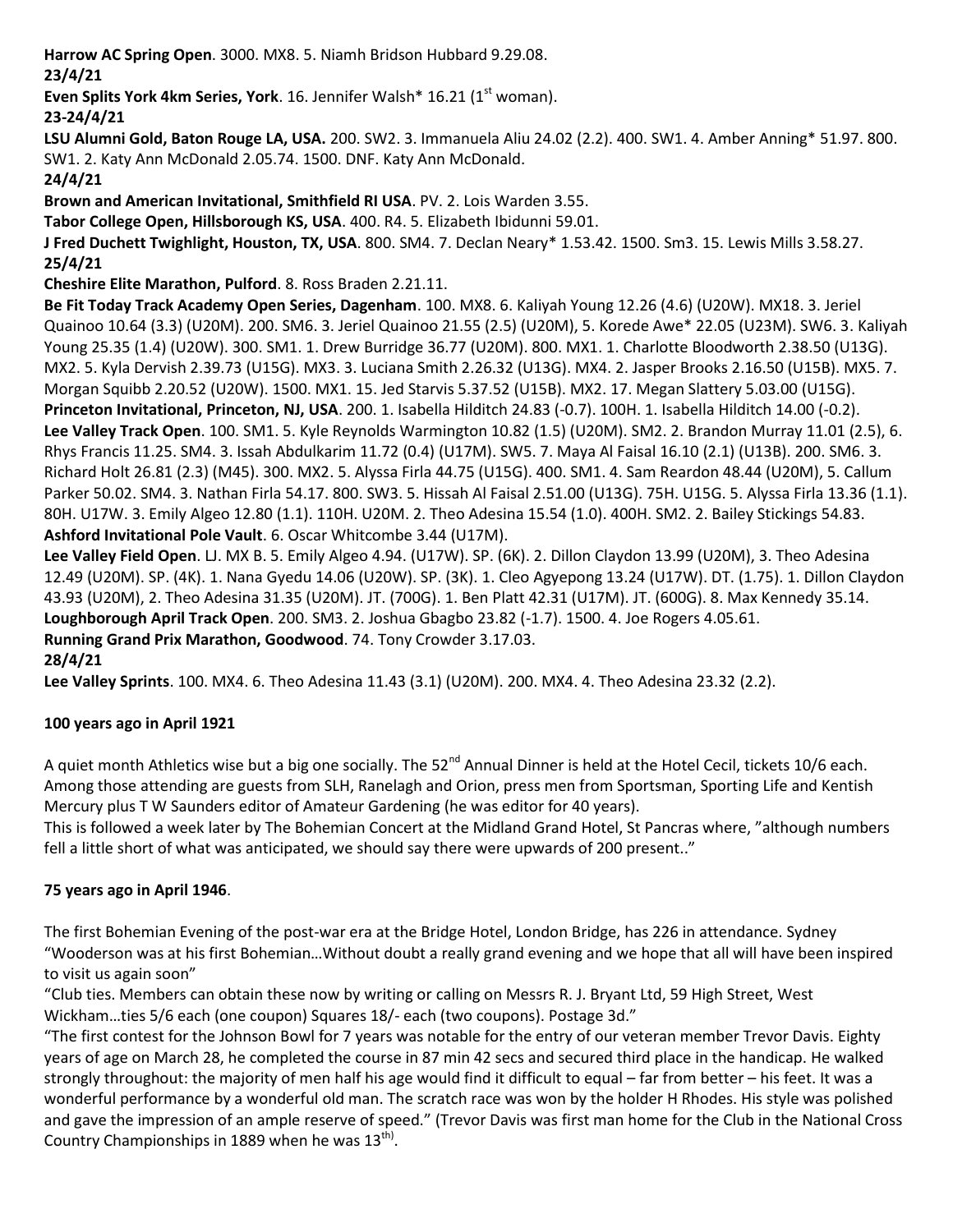**Harrow AC Spring Open**. 3000. MX8. 5. Niamh Bridson Hubbard 9.29.08.

**23/4/21**

**Even Splits York 4km Series, York**. 16. Jennifer Walsh* 16.21 (1st woman).

**23-24/4/21**

**LSU Alumni Gold, Baton Rouge LA, USA.** 200. SW2. 3. Immanuela Aliu 24.02 (2.2). 400. SW1. 4. Amber Anning* 51.97. 800. SW1. 2. Katy Ann McDonald 2.05.74. 1500. DNF. Katy Ann McDonald.

**24/4/21**

**Brown and American Invitational, Smithfield RI USA**. PV. 2. Lois Warden 3.55.

**Tabor College Open, Hillsborough KS, USA**. 400. R4. 5. Elizabeth Ibidunni 59.01.

**J Fred Duchett Twighlight, Houston, TX, USA**. 800. SM4. 7. Declan Neary* 1.53.42. 1500. Sm3. 15. Lewis Mills 3.58.27.

**25/4/21**

**Cheshire Elite Marathon, Pulford**. 8. Ross Braden 2.21.11.

**Be Fit Today Track Academy Open Series, Dagenham**. 100. MX8. 6. Kaliyah Young 12.26 (4.6) (U20W). MX18. 3. Jeriel Quainoo 10.64 (3.3) (U20M). 200. SM6. 3. Jeriel Quainoo 21.55 (2.5) (U20M), 5. Korede Awe* 22.05 (U23M). SW6. 3. Kaliyah Young 25.35 (1.4) (U20W). 300. SM1. 1. Drew Burridge 36.77 (U20M). 800. MX1. 1. Charlotte Bloodworth 2.38.50 (U13G). MX2. 5. Kyla Dervish 2.39.73 (U15G). MX3. 3. Luciana Smith 2.26.32 (U13G). MX4. 2. Jasper Brooks 2.16.50 (U15B). MX5. 7. Morgan Squibb 2.20.52 (U20W). 1500. MX1. 15. Jed Starvis 5.37.52 (U15B). MX2. 17. Megan Slattery 5.03.00 (U15G).

**Princeton Invitational, Princeton, NJ, USA**. 200. 1. Isabella Hilditch 24.83 (-0.7). 100H. 1. Isabella Hilditch 14.00 (-0.2).

**Lee Valley Track Open**. 100. SM1. 5. Kyle Reynolds Warmington 10.82 (1.5) (U20M). SM2. 2. Brandon Murray 11.01 (2.5), 6. Rhys Francis 11.25. SM4. 3. Issah Abdulkarim 11.72 (0.4) (U17M). SW5. 7. Maya Al Faisal 16.10 (2.1) (U13B). 200. SM6. 3. Richard Holt 26.81 (2.3) (M45). 300. MX2. 5. Alyssa Firla 44.75 (U15G). 400. SM1. 4. Sam Reardon 48.44 (U20M), 5. Callum Parker 50.02. SM4. 3. Nathan Firla 54.17. 800. SW3. 5. Hissah Al Faisal 2.51.00 (U13G). 75H. U15G. 5. Alyssa Firla 13.36 (1.1). 80H. U17W. 3. Emily Algeo 12.80 (1.1). 110H. U20M. 2. Theo Adesina 15.54 (1.0). 400H. SM2. 2. Bailey Stickings 54.83.

**Ashford Invitational Pole Vault**. 6. Oscar Whitcombe 3.44 (U17M).

**Lee Valley Field Open**. LJ. MX B. 5. Emily Algeo 4.94. (U17W). SP. (6K). 2. Dillon Claydon 13.99 (U20M), 3. Theo Adesina 12.49 (U20M). SP. (4K). 1. Nana Gyedu 14.06 (U20W). SP. (3K). 1. Cleo Agyepong 13.24 (U17W). DT. (1.75). 1. Dillon Claydon 43.93 (U20M), 2. Theo Adesina 31.35 (U20M). JT. (700G). 1. Ben Platt 42.31 (U17M). JT. (600G). 8. Max Kennedy 35.14.

**Loughborough April Track Open**. 200. SM3. 2. Joshua Gbagbo 23.82 (-1.7). 1500. 4. Joe Rogers 4.05.61.

**Running Grand Prix Marathon, Goodwood**. 74. Tony Crowder 3.17.03.

**28/4/21**

**Lee Valley Sprints**. 100. MX4. 6. Theo Adesina 11.43 (3.1) (U20M). 200. MX4. 4. Theo Adesina 23.32 (2.2).

## 100 years ago in April 1921

A quiet month Athletics wise but a big one socially. The 52nd Annual Dinner is held at the Hotel Cecil, tickets 10/6 each. Among those attending are guests from SLH, Ranelagh and Orion, press men from Sportsman, Sporting Life and Kentish Mercury plus T W Saunders editor of Amateur Gardening (he was editor for 40 years).

This is followed a week later by The Bohemian Concert at the Midland Grand Hotel, St Pancras where, "although numbers fell a little short of what was anticipated, we should say there were upwards of 200 present.."

## 75 years ago in April 1946.

The first Bohemian Evening of the post-war era at the Bridge Hotel, London Bridge, has 226 in attendance. Sydney "Wooderson was at his first Bohemian…Without doubt a really grand evening and we hope that all will have been inspired to visit us again soon"

"Club ties. Members can obtain these now by writing or calling on Messrs R. J. Bryant Ltd, 59 High Street, West Wickham…ties 5/6 each (one coupon) Squares 18/- each (two coupons). Postage 3d."

"The first contest for the Johnson Bowl for 7 years was notable for the entry of our veteran member Trevor Davis. Eighty years of age on March 28, he completed the course in 87 min 42 secs and secured third place in the handicap. He walked strongly throughout: the majority of men half his age would find it difficult to equal – far from better – his feet. It was a wonderful performance by a wonderful old man. The scratch race was won by the holder H Rhodes. His style was polished and gave the impression of an ample reserve of speed." (Trevor Davis was first man home for the Club in the National Cross Country Championships in 1889 when he was 13th).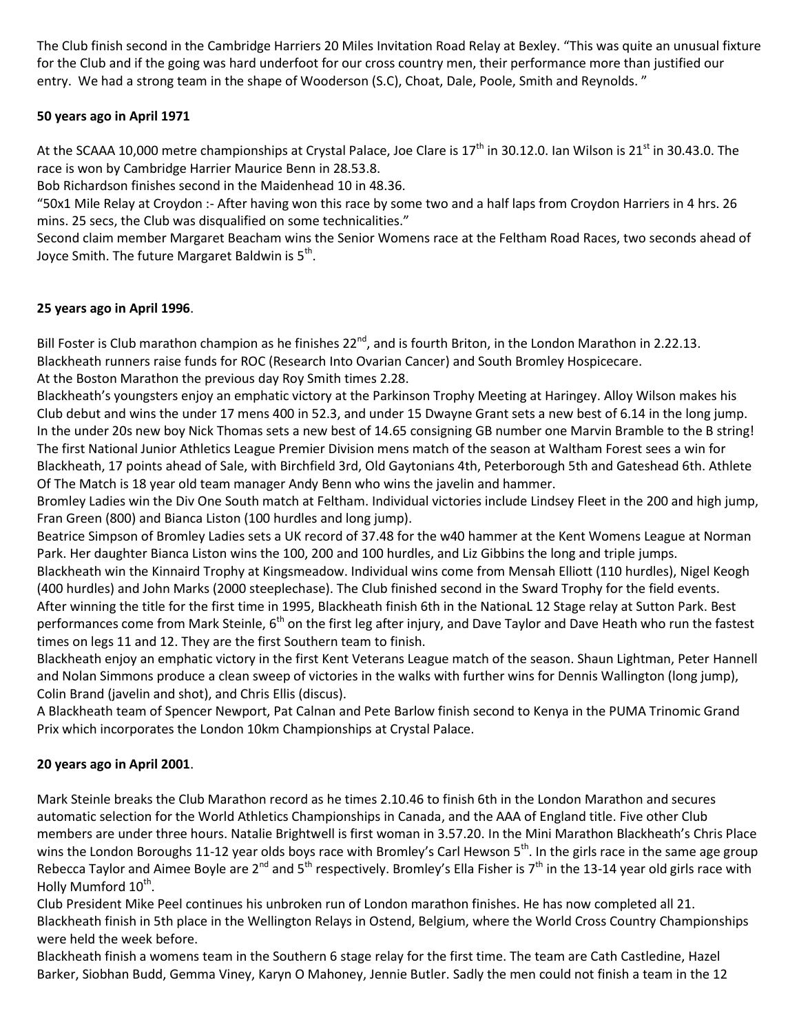The Club finish second in the Cambridge Harriers 20 Miles Invitation Road Relay at Bexley. "This was quite an unusual fixture for the Club and if the going was hard underfoot for our cross country men, their performance more than justified our entry. We had a strong team in the shape of Wooderson (S.C), Choat, Dale, Poole, Smith and Reynolds. "

**50 years ago in April 1971**

At the SCAAA 10,000 metre championships at Crystal Palace, Joe Clare is 17th in 30.12.0. Ian Wilson is 21st in 30.43.0. The race is won by Cambridge Harrier Maurice Benn in 28.53.8.
Bob Richardson finishes second in the Maidenhead 10 in 48.36.
"50x1 Mile Relay at Croydon :- After having won this race by some two and a half laps from Croydon Harriers in 4 hrs. 26 mins. 25 secs, the Club was disqualified on some technicalities."
Second claim member Margaret Beacham wins the Senior Womens race at the Feltham Road Races, two seconds ahead of Joyce Smith. The future Margaret Baldwin is 5th.

**25 years ago in April 1996**.

Bill Foster is Club marathon champion as he finishes 22nd, and is fourth Briton, in the London Marathon in 2.22.13.
Blackheath runners raise funds for ROC (Research Into Ovarian Cancer) and South Bromley Hospicecare.
At the Boston Marathon the previous day Roy Smith times 2.28.
Blackheath's youngsters enjoy an emphatic victory at the Parkinson Trophy Meeting at Haringey. Alloy Wilson makes his Club debut and wins the under 17 mens 400 in 52.3, and under 15 Dwayne Grant sets a new best of 6.14 in the long jump. In the under 20s new boy Nick Thomas sets a new best of 14.65 consigning GB number one Marvin Bramble to the B string!
The first National Junior Athletics League Premier Division mens match of the season at Waltham Forest sees a win for Blackheath, 17 points ahead of Sale, with Birchfield 3rd, Old Gaytonians 4th, Peterborough 5th and Gateshead 6th. Athlete Of The Match is 18 year old team manager Andy Benn who wins the javelin and hammer.
Bromley Ladies win the Div One South match at Feltham. Individual victories include Lindsey Fleet in the 200 and high jump, Fran Green (800) and Bianca Liston (100 hurdles and long jump).
Beatrice Simpson of Bromley Ladies sets a UK record of 37.48 for the w40 hammer at the Kent Womens League at Norman Park. Her daughter Bianca Liston wins the 100, 200 and 100 hurdles, and Liz Gibbins the long and triple jumps.
Blackheath win the Kinnaird Trophy at Kingsmeadow. Individual wins come from Mensah Elliott (110 hurdles), Nigel Keogh (400 hurdles) and John Marks (2000 steeplechase). The Club finished second in the Sward Trophy for the field events.
After winning the title for the first time in 1995, Blackheath finish 6th in the NationaL 12 Stage relay at Sutton Park. Best performances come from Mark Steinle, 6th on the first leg after injury, and Dave Taylor and Dave Heath who run the fastest times on legs 11 and 12. They are the first Southern team to finish.
Blackheath enjoy an emphatic victory in the first Kent Veterans League match of the season. Shaun Lightman, Peter Hannell and Nolan Simmons produce a clean sweep of victories in the walks with further wins for Dennis Wallington (long jump), Colin Brand (javelin and shot), and Chris Ellis (discus).
A Blackheath team of Spencer Newport, Pat Calnan and Pete Barlow finish second to Kenya in the PUMA Trinomic Grand Prix which incorporates the London 10km Championships at Crystal Palace.

**20 years ago in April 2001**.

Mark Steinle breaks the Club Marathon record as he times 2.10.46 to finish 6th in the London Marathon and secures automatic selection for the World Athletics Championships in Canada, and the AAA of England title. Five other Club members are under three hours. Natalie Brightwell is first woman in 3.57.20. In the Mini Marathon Blackheath's Chris Place wins the London Boroughs 11-12 year olds boys race with Bromley's Carl Hewson 5th. In the girls race in the same age group Rebecca Taylor and Aimee Boyle are 2nd and 5th respectively. Bromley's Ella Fisher is 7th in the 13-14 year old girls race with Holly Mumford 10th.
Club President Mike Peel continues his unbroken run of London marathon finishes. He has now completed all 21.
Blackheath finish in 5th place in the Wellington Relays in Ostend, Belgium, where the World Cross Country Championships were held the week before.
Blackheath finish a womens team in the Southern 6 stage relay for the first time. The team are Cath Castledine, Hazel Barker, Siobhan Budd, Gemma Viney, Karyn O Mahoney, Jennie Butler. Sadly the men could not finish a team in the 12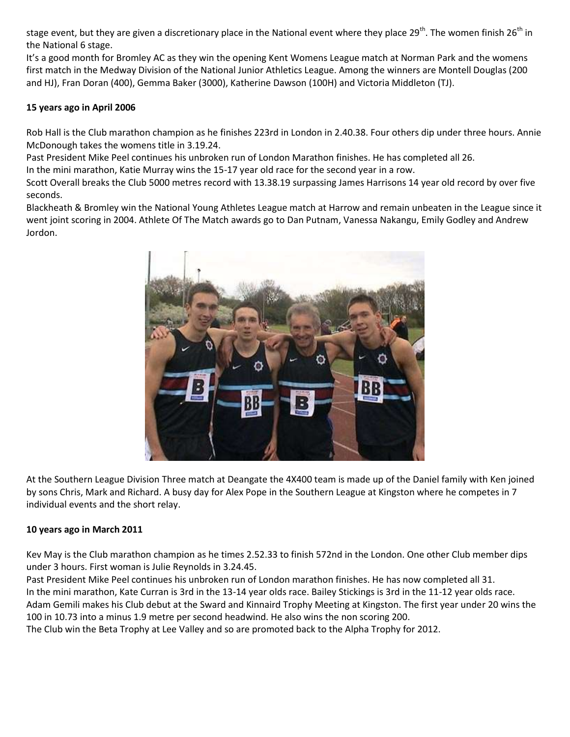stage event, but they are given a discretionary place in the National event where they place 29th. The women finish 26th in the National 6 stage.

It's a good month for Bromley AC as they win the opening Kent Womens League match at Norman Park and the womens first match in the Medway Division of the National Junior Athletics League. Among the winners are Montell Douglas (200 and HJ), Fran Doran (400), Gemma Baker (3000), Katherine Dawson (100H) and Victoria Middleton (TJ).

**15 years ago in April 2006**

Rob Hall is the Club marathon champion as he finishes 223rd in London in 2.40.38. Four others dip under three hours. Annie McDonough takes the womens title in 3.19.24.

Past President Mike Peel continues his unbroken run of London Marathon finishes. He has completed all 26.

In the mini marathon, Katie Murray wins the 15-17 year old race for the second year in a row.

Scott Overall breaks the Club 5000 metres record with 13.38.19 surpassing James Harrisons 14 year old record by over five seconds.

Blackheath & Bromley win the National Young Athletes League match at Harrow and remain unbeaten in the League since it went joint scoring in 2004. Athlete Of The Match awards go to Dan Putnam, Vanessa Nakangu, Emily Godley and Andrew Jordon.

At the Southern League Division Three match at Deangate the 4X400 team is made up of the Daniel family with Ken joined by sons Chris, Mark and Richard. A busy day for Alex Pope in the Southern League at Kingston where he competes in 7 individual events and the short relay.

**10 years ago in March 2011**

Kev May is the Club marathon champion as he times 2.52.33 to finish 572nd in the London. One other Club member dips under 3 hours. First woman is Julie Reynolds in 3.24.45.

Past President Mike Peel continues his unbroken run of London marathon finishes. He has now completed all 31.

In the mini marathon, Kate Curran is 3rd in the 13-14 year olds race. Bailey Stickings is 3rd in the 11-12 year olds race.

Adam Gemili makes his Club debut at the Sward and Kinnaird Trophy Meeting at Kingston. The first year under 20 wins the 100 in 10.73 into a minus 1.9 metre per second headwind. He also wins the non scoring 200.

The Club win the Beta Trophy at Lee Valley and so are promoted back to the Alpha Trophy for 2012.